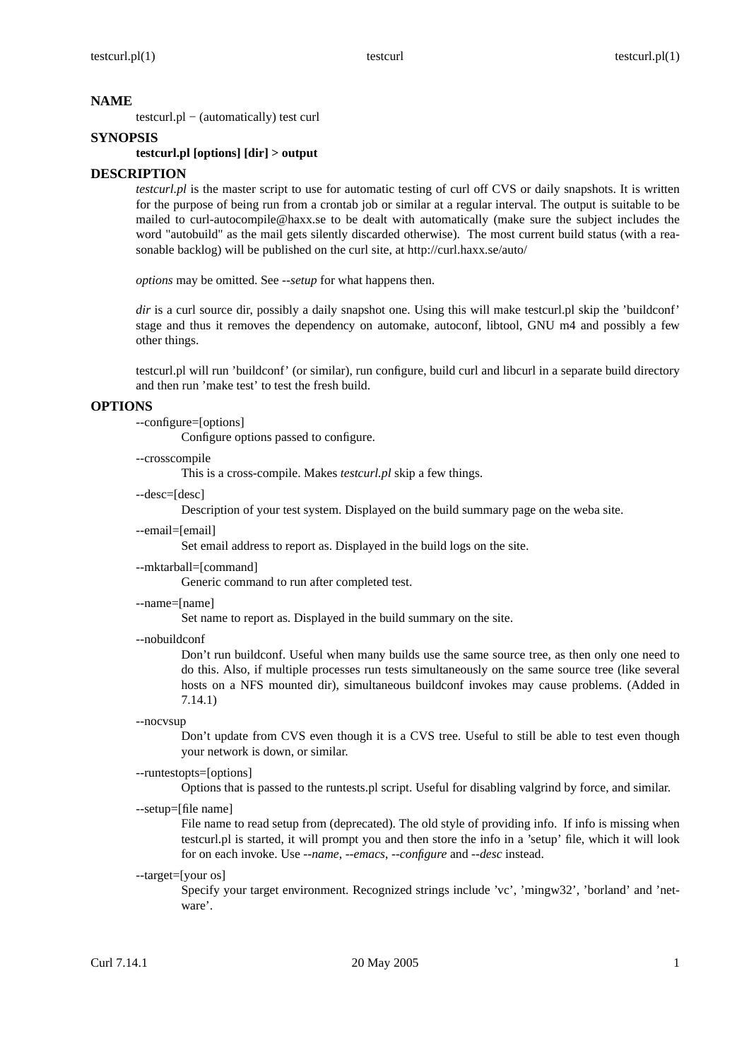## NAME

testcurl.pl − (automatically) test curl

## SYNOPSIS

**testcurl.pl [options] [dir] > output**

## DESCRIPTION

*testcurl.pl* is the master script to use for automatic testing of curl off CVS or daily snapshots. It is written for the purpose of being run from a crontab job or similar at a regular interval. The output is suitable to be mailed to curl-autocompile@haxx.se to be dealt with automatically (make sure the subject includes the word "autobuild" as the mail gets silently discarded otherwise). The most current build status (with a reasonable backlog) will be published on the curl site, at http://curl.haxx.se/auto/

*options* may be omitted. See *--setup* for what happens then.

*dir* is a curl source dir, possibly a daily snapshot one. Using this will make testcurl.pl skip the 'buildconf' stage and thus it removes the dependency on automake, autoconf, libtool, GNU m4 and possibly a few other things.

testcurl.pl will run 'buildconf' (or similar), run configure, build curl and libcurl in a separate build directory and then run 'make test' to test the fresh build.

## OPTIONS

--configure=[options]
: Configure options passed to configure.

--crosscompile
: This is a cross-compile. Makes *testcurl.pl* skip a few things.

--desc=[desc]
: Description of your test system. Displayed on the build summary page on the weba site.

--email=[email]
: Set email address to report as. Displayed in the build logs on the site.

--mktarball=[command]
: Generic command to run after completed test.

--name=[name]
: Set name to report as. Displayed in the build summary on the site.

--nobuildconf
: Don't run buildconf. Useful when many builds use the same source tree, as then only one need to do this. Also, if multiple processes run tests simultaneously on the same source tree (like several hosts on a NFS mounted dir), simultaneous buildconf invokes may cause problems. (Added in 7.14.1)

--nocvsup
: Don't update from CVS even though it is a CVS tree. Useful to still be able to test even though your network is down, or similar.

--runtestopts=[options]
: Options that is passed to the runtests.pl script. Useful for disabling valgrind by force, and similar.

--setup=[file name]
: File name to read setup from (deprecated). The old style of providing info. If info is missing when testcurl.pl is started, it will prompt you and then store the info in a 'setup' file, which it will look for on each invoke. Use *--name*, *--emacs*, *--configure* and *--desc* instead.

--target=[your os]
: Specify your target environment. Recognized strings include 'vc', 'mingw32', 'borland' and 'netware'.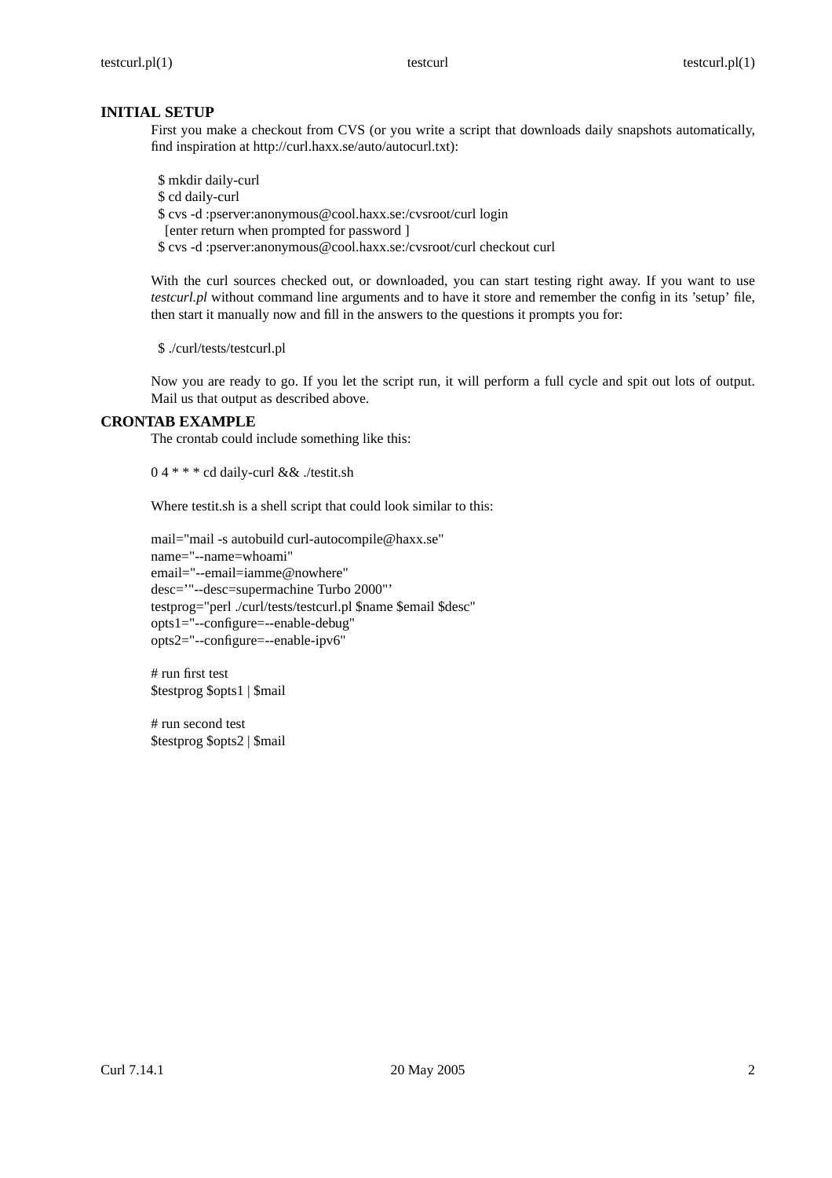## INITIAL SETUP

First you make a checkout from CVS (or you write a script that downloads daily snapshots automatically, find inspiration at http://curl.haxx.se/auto/autocurl.txt):

```
 $ mkdir daily-curl
 $ cd daily-curl
 $ cvs -d :pserver:anonymous@cool.haxx.se:/cvsroot/curl login
  [enter return when prompted for password ]
 $ cvs -d :pserver:anonymous@cool.haxx.se:/cvsroot/curl checkout curl
```

With the curl sources checked out, or downloaded, you can start testing right away. If you want to use *testcurl.pl* without command line arguments and to have it store and remember the config in its 'setup' file, then start it manually now and fill in the answers to the questions it prompts you for:

```
 $ ./curl/tests/testcurl.pl
```

Now you are ready to go. If you let the script run, it will perform a full cycle and spit out lots of output. Mail us that output as described above.

## CRONTAB EXAMPLE

The crontab could include something like this:

```
0 4 * * * cd daily-curl && ./testit.sh
```

Where testit.sh is a shell script that could look similar to this:

```
mail="mail -s autobuild curl-autocompile@haxx.se"
name="--name=whoami"
email="--email=iamme@nowhere"
desc='"--desc=supermachine Turbo 2000"'
testprog="perl ./curl/tests/testcurl.pl $name $email $desc"
opts1="--configure=--enable-debug"
opts2="--configure=--enable-ipv6"

# run first test
$testprog $opts1 | $mail

# run second test
$testprog $opts2 | $mail
```